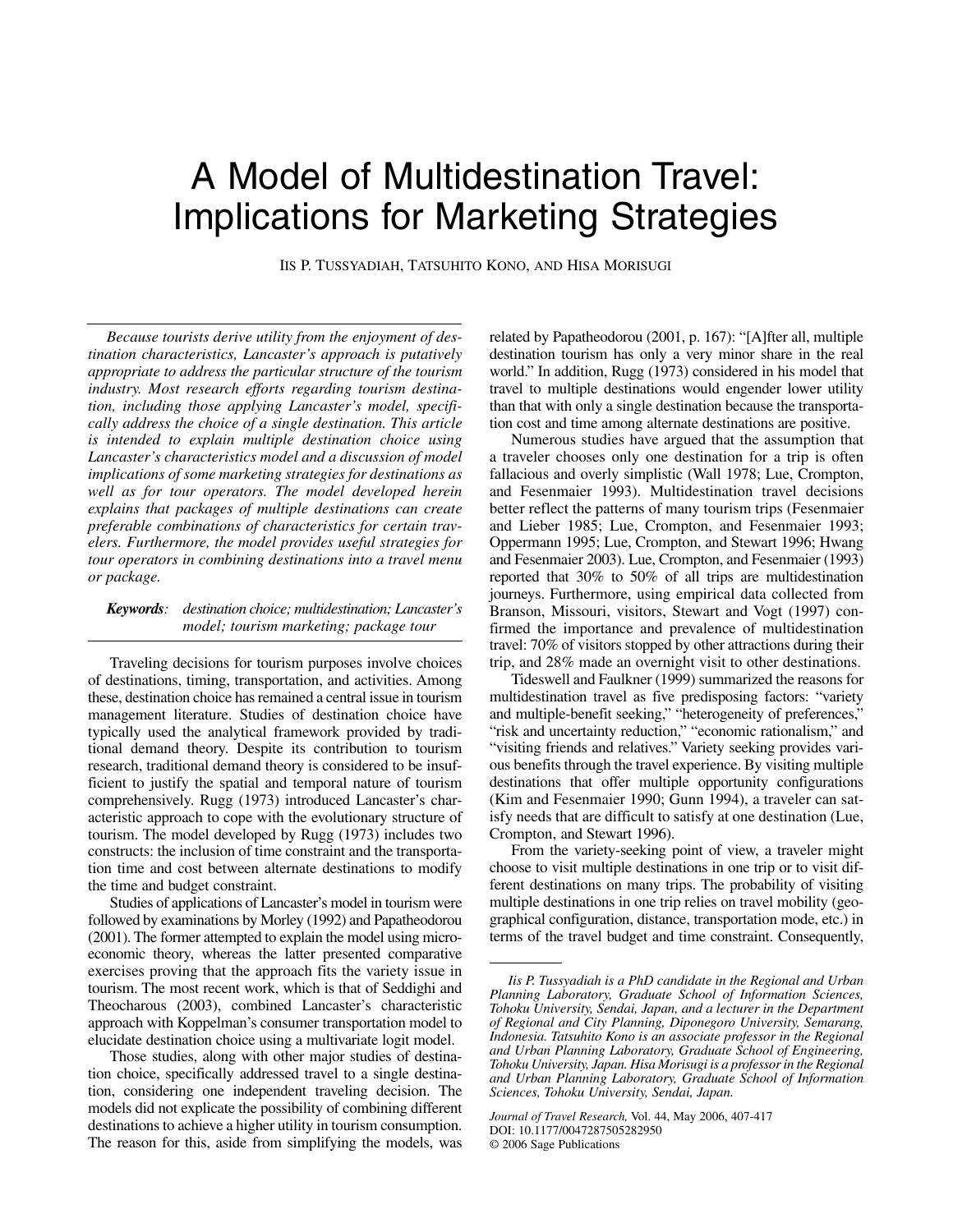# A Model of Multidestination Travel: Implications for Marketing Strategies

IIS P. TUSSYADIAH, TATSUHITO KONO, AND HISA MORISUGI

*Because tourists derive utility from the enjoyment of destination characteristics, Lancaster's approach is putatively appropriate to address the particular structure of the tourism industry. Most research efforts regarding tourism destination, including those applying Lancaster's model, specifically address the choice of a single destination. This article is intended to explain multiple destination choice using Lancaster's characteristics model and a discussion of model implications of some marketing strategies for destinations as well as for tour operators. The model developed herein explains that packages of multiple destinations can create preferable combinations of characteristics for certain travelers. Furthermore, the model provides useful strategies for tour operators in combining destinations into a travel menu or package.*

***Keywords**: destination choice; multidestination; Lancaster's model; tourism marketing; package tour*

Traveling decisions for tourism purposes involve choices of destinations, timing, transportation, and activities. Among these, destination choice has remained a central issue in tourism management literature. Studies of destination choice have typically used the analytical framework provided by traditional demand theory. Despite its contribution to tourism research, traditional demand theory is considered to be insufficient to justify the spatial and temporal nature of tourism comprehensively. Rugg (1973) introduced Lancaster's characteristic approach to cope with the evolutionary structure of tourism. The model developed by Rugg (1973) includes two constructs: the inclusion of time constraint and the transportation time and cost between alternate destinations to modify the time and budget constraint.

Studies of applications of Lancaster's model in tourism were followed by examinations by Morley (1992) and Papatheodorou (2001). The former attempted to explain the model using microeconomic theory, whereas the latter presented comparative exercises proving that the approach fits the variety issue in tourism. The most recent work, which is that of Seddighi and Theocharous (2003), combined Lancaster's characteristic approach with Koppelman's consumer transportation model to elucidate destination choice using a multivariate logit model.

Those studies, along with other major studies of destination choice, specifically addressed travel to a single destination, considering one independent traveling decision. The models did not explicate the possibility of combining different destinations to achieve a higher utility in tourism consumption. The reason for this, aside from simplifying the models, was related by Papatheodorou (2001, p. 167): "[A]fter all, multiple destination tourism has only a very minor share in the real world." In addition, Rugg (1973) considered in his model that travel to multiple destinations would engender lower utility than that with only a single destination because the transportation cost and time among alternate destinations are positive.

Numerous studies have argued that the assumption that a traveler chooses only one destination for a trip is often fallacious and overly simplistic (Wall 1978; Lue, Crompton, and Fesenmaier 1993). Multidestination travel decisions better reflect the patterns of many tourism trips (Fesenmaier and Lieber 1985; Lue, Crompton, and Fesenmaier 1993; Oppermann 1995; Lue, Crompton, and Stewart 1996; Hwang and Fesenmaier 2003). Lue, Crompton, and Fesenmaier (1993) reported that 30% to 50% of all trips are multidestination journeys. Furthermore, using empirical data collected from Branson, Missouri, visitors, Stewart and Vogt (1997) confirmed the importance and prevalence of multidestination travel: 70% of visitors stopped by other attractions during their trip, and 28% made an overnight visit to other destinations.

Tideswell and Faulkner (1999) summarized the reasons for multidestination travel as five predisposing factors: "variety and multiple-benefit seeking," "heterogeneity of preferences," "risk and uncertainty reduction," "economic rationalism," and "visiting friends and relatives." Variety seeking provides various benefits through the travel experience. By visiting multiple destinations that offer multiple opportunity configurations (Kim and Fesenmaier 1990; Gunn 1994), a traveler can satisfy needs that are difficult to satisfy at one destination (Lue, Crompton, and Stewart 1996).

From the variety-seeking point of view, a traveler might choose to visit multiple destinations in one trip or to visit different destinations on many trips. The probability of visiting multiple destinations in one trip relies on travel mobility (geographical configuration, distance, transportation mode, etc.) in terms of the travel budget and time constraint. Consequently,

---

*Iis P. Tussyadiah is a PhD candidate in the Regional and Urban Planning Laboratory, Graduate School of Information Sciences, Tohoku University, Sendai, Japan, and a lecturer in the Department of Regional and City Planning, Diponegoro University, Semarang, Indonesia. Tatsuhito Kono is an associate professor in the Regional and Urban Planning Laboratory, Graduate School of Engineering, Tohoku University, Japan. Hisa Morisugi is a professor in the Regional and Urban Planning Laboratory, Graduate School of Information Sciences, Tohoku University, Sendai, Japan.*

*Journal of Travel Research,* Vol. 44, May 2006, 407-417
DOI: 10.1177/0047287505282950
© 2006 Sage Publications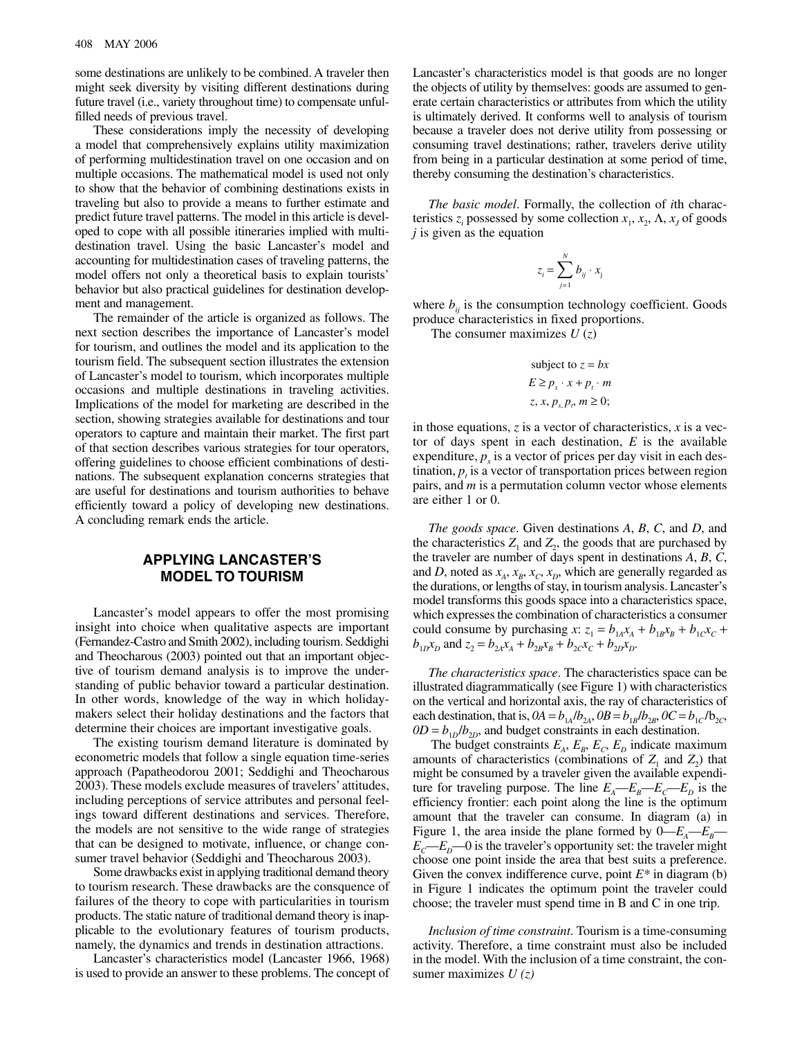some destinations are unlikely to be combined. A traveler then might seek diversity by visiting different destinations during future travel (i.e., variety throughout time) to compensate unfulfilled needs of previous travel.

These considerations imply the necessity of developing a model that comprehensively explains utility maximization of performing multidestination travel on one occasion and on multiple occasions. The mathematical model is used not only to show that the behavior of combining destinations exists in traveling but also to provide a means to further estimate and predict future travel patterns. The model in this article is developed to cope with all possible itineraries implied with multidestination travel. Using the basic Lancaster's model and accounting for multidestination cases of traveling patterns, the model offers not only a theoretical basis to explain tourists' behavior but also practical guidelines for destination development and management.

The remainder of the article is organized as follows. The next section describes the importance of Lancaster's model for tourism, and outlines the model and its application to the tourism field. The subsequent section illustrates the extension of Lancaster's model to tourism, which incorporates multiple occasions and multiple destinations in traveling activities. Implications of the model for marketing are described in the section, showing strategies available for destinations and tour operators to capture and maintain their market. The first part of that section describes various strategies for tour operators, offering guidelines to choose efficient combinations of destinations. The subsequent explanation concerns strategies that are useful for destinations and tourism authorities to behave efficiently toward a policy of developing new destinations. A concluding remark ends the article.

## APPLYING LANCASTER'S MODEL TO TOURISM

Lancaster's model appears to offer the most promising insight into choice when qualitative aspects are important (Fernandez-Castro and Smith 2002), including tourism. Seddighi and Theocharous (2003) pointed out that an important objective of tourism demand analysis is to improve the understanding of public behavior toward a particular destination. In other words, knowledge of the way in which holidaymakers select their holiday destinations and the factors that determine their choices are important investigative goals.

The existing tourism demand literature is dominated by econometric models that follow a single equation time-series approach (Papatheodorou 2001; Seddighi and Theocharous 2003). These models exclude measures of travelers' attitudes, including perceptions of service attributes and personal feelings toward different destinations and services. Therefore, the models are not sensitive to the wide range of strategies that can be designed to motivate, influence, or change consumer travel behavior (Seddighi and Theocharous 2003).

Some drawbacks exist in applying traditional demand theory to tourism research. These drawbacks are the consquence of failures of the theory to cope with particularities in tourism products. The static nature of traditional demand theory is inapplicable to the evolutionary features of tourism products, namely, the dynamics and trends in destination attractions.

Lancaster's characteristics model (Lancaster 1966, 1968) is used to provide an answer to these problems. The concept of Lancaster's characteristics model is that goods are no longer the objects of utility by themselves: goods are assumed to generate certain characteristics or attributes from which the utility is ultimately derived. It conforms well to analysis of tourism because a traveler does not derive utility from possessing or consuming travel destinations; rather, travelers derive utility from being in a particular destination at some period of time, thereby consuming the destination's characteristics.

*The basic model*. Formally, the collection of *i*th characteristics $z_i$ possessed by some collection $x_1, x_2, \Lambda, x_J$ of goods $j$ is given as the equation

$$z_i = \sum_{j=1}^{N} b_{ij} \cdot x_j$$

where $b_{ij}$ is the consumption technology coefficient. Goods produce characteristics in fixed proportions.

The consumer maximizes $U(z)$

$$\text{subject to } z = bx$$
$$E \geq p_x \cdot x + p_t \cdot m$$
$$z, x, p_x, p_t, m \geq 0;$$

in those equations, $z$ is a vector of characteristics, $x$ is a vector of days spent in each destination, $E$ is the available expenditure, $p_x$ is a vector of prices per day visit in each destination, $p_t$ is a vector of transportation prices between region pairs, and $m$ is a permutation column vector whose elements are either 1 or 0.

*The goods space*. Given destinations $A$, $B$, $C$, and $D$, and the characteristics $Z_1$ and $Z_2$, the goods that are purchased by the traveler are number of days spent in destinations $A$, $B$, $C$, and $D$, noted as $x_A$, $x_B$, $x_C$, $x_D$, which are generally regarded as the durations, or lengths of stay, in tourism analysis. Lancaster's model transforms this goods space into a characteristics space, which expresses the combination of characteristics a consumer could consume by purchasing $x$: $z_1 = b_{1A}x_A + b_{1B}x_B + b_{1C}x_C + b_{1D}x_D$ and $z_2 = b_{2A}x_A + b_{2B}x_B + b_{2C}x_C + b_{2D}x_D$.

*The characteristics space*. The characteristics space can be illustrated diagrammatically (see Figure 1) with characteristics on the vertical and horizontal axis, the ray of characteristics of each destination, that is, $0A = b_{1A}/b_{2A}$, $0B = b_{1B}/b_{2B}$, $0C = b_{1C}/b_{2C}$, $0D = b_{1D}/b_{2D}$, and budget constraints in each destination.

The budget constraints $E_A$, $E_B$, $E_C$, $E_D$ indicate maximum amounts of characteristics (combinations of $Z_1$ and $Z_2$) that might be consumed by a traveler given the available expenditure for traveling purpose. The line $E_A$—$E_B$—$E_C$—$E_D$ is the efficiency frontier: each point along the line is the optimum amount that the traveler can consume. In diagram (a) in Figure 1, the area inside the plane formed by 0—$E_A$—$E_B$—$E_C$—$E_D$—0 is the traveler's opportunity set: the traveler might choose one point inside the area that best suits a preference. Given the convex indifference curve, point $E^*$ in diagram (b) in Figure 1 indicates the optimum point the traveler could choose; the traveler must spend time in B and C in one trip.

*Inclusion of time constraint*. Tourism is a time-consuming activity. Therefore, a time constraint must also be included in the model. With the inclusion of a time constraint, the consumer maximizes *U (z)*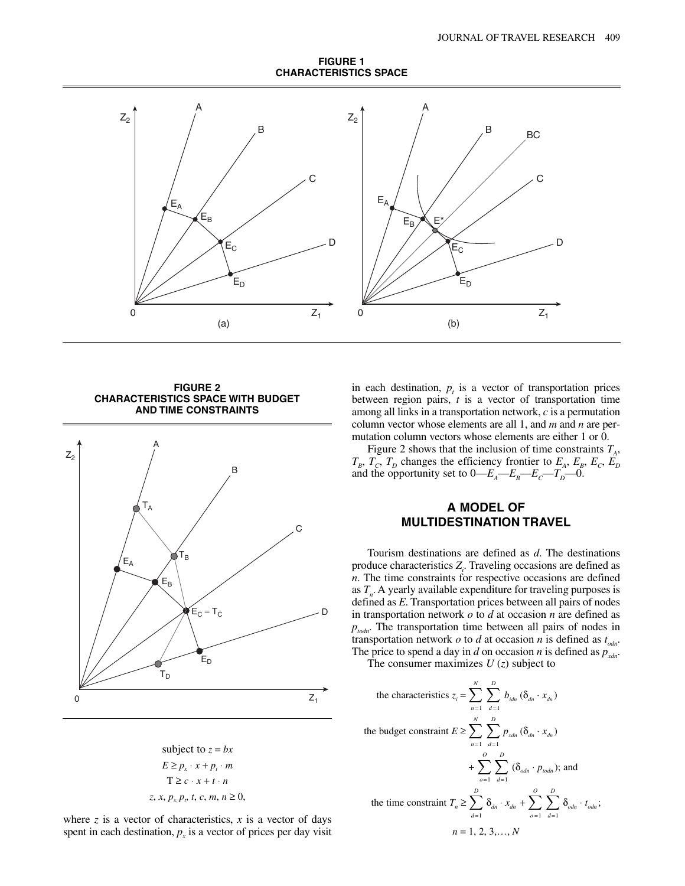**FIGURE 1**
**CHARACTERISTICS SPACE**

(a)

(b)

**FIGURE 2**
**CHARACTERISTICS SPACE WITH BUDGET AND TIME CONSTRAINTS**

$$\text{subject to } z = bx$$

$$E \geq p_x \cdot x + p_t \cdot m$$

$$\text{T} \geq c \cdot x + t \cdot n$$

$$z, x, p_x, p_t, t, c, m, n \geq 0,$$

where $z$ is a vector of characteristics, $x$ is a vector of days spent in each destination, $p_x$ is a vector of prices per day visit in each destination, $p_t$ is a vector of transportation prices between region pairs, $t$ is a vector of transportation time among all links in a transportation network, $c$ is a permutation column vector whose elements are all 1, and $m$ and $n$ are permutation column vectors whose elements are either 1 or 0.

Figure 2 shows that the inclusion of time constraints $T_A$, $T_B$, $T_C$, $T_D$ changes the efficiency frontier to $E_A$, $E_B$, $E_C$, $E_D$ and the opportunity set to $0$—$E_A$—$E_B$—$E_C$—$T_D$—$0$.

## A MODEL OF MULTIDESTINATION TRAVEL

Tourism destinations are defined as $d$. The destinations produce characteristics $Z_i$. Traveling occasions are defined as $n$. The time constraints for respective occasions are defined as $T_n$. A yearly available expenditure for traveling purposes is defined as $E$. Transportation prices between all pairs of nodes in transportation network $o$ to $d$ at occasion $n$ are defined as $p_{todn}$. The transportation time between all pairs of nodes in transportation network $o$ to $d$ at occasion $n$ is defined as $t_{odn}$. The price to spend a day in $d$ on occasion $n$ is defined as $p_{xdn}$.

The consumer maximizes $U(z)$ subject to

$$\text{the characteristics } z_i = \sum_{n=1}^{N} \sum_{d=1}^{D} b_{idn} (\delta_{dn} \cdot x_{dn})$$

$$\text{the budget constraint } E \geq \sum_{n=1}^{N} \sum_{d=1}^{D} p_{xdn} (\delta_{dn} \cdot x_{dn}) + \sum_{o=1}^{O} \sum_{d=1}^{D} (\delta_{odn} \cdot p_{todn}); \text{ and}$$

$$\text{the time constraint } T_n \geq \sum_{d=1}^{D} \delta_{dn} \cdot x_{dn} + \sum_{o=1}^{O} \sum_{d=1}^{D} \delta_{odn} \cdot t_{odn};$$

$$n = 1, 2, 3, \ldots, N$$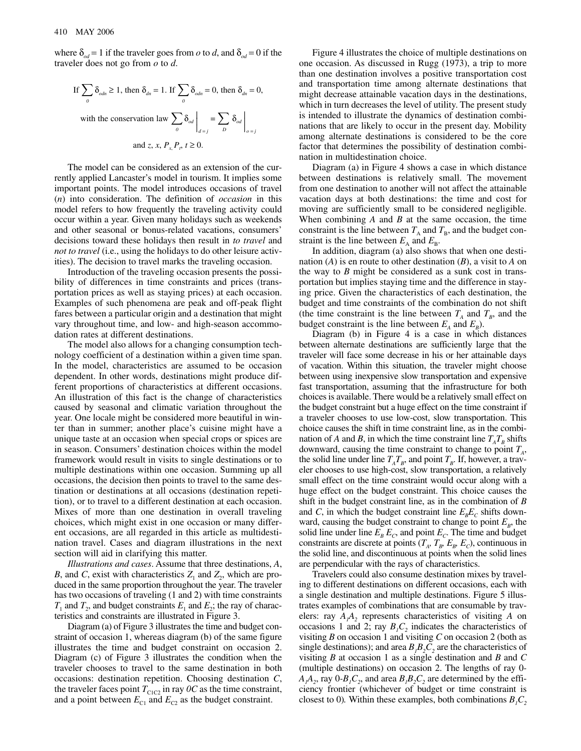where $\delta_{od} = 1$ if the traveler goes from $o$ to $d$, and $\delta_{od} = 0$ if the traveler does not go from $o$ to $d$.

$$\text{If } \sum_{0} \delta_{odn} \geq 1, \text{ then } \delta_{dn} = 1. \text{ If } \sum_{0} \delta_{odn} = 0, \text{ then } \delta_{dn} = 0,$$

$$\text{with the conservation law } \sum_{0} \delta_{od} \bigg|_{d=j} = \sum_{D} \delta_{od} \bigg|_{o=j}$$

$$\text{and } z, x, P_x, P_t, t \geq 0.$$

The model can be considered as an extension of the currently applied Lancaster's model in tourism. It implies some important points. The model introduces occasions of travel ($n$) into consideration. The definition of *occasion* in this model refers to how frequently the traveling activity could occur within a year. Given many holidays such as weekends and other seasonal or bonus-related vacations, consumers' decisions toward these holidays then result in *to travel* and *not to travel* (i.e., using the holidays to do other leisure activities). The decision to travel marks the traveling occasion.

Introduction of the traveling occasion presents the possibility of differences in time constraints and prices (transportation prices as well as staying prices) at each occasion. Examples of such phenomena are peak and off-peak flight fares between a particular origin and a destination that might vary throughout time, and low- and high-season accommodation rates at different destinations.

The model also allows for a changing consumption technology coefficient of a destination within a given time span. In the model, characteristics are assumed to be occasion dependent. In other words, destinations might produce different proportions of characteristics at different occasions. An illustration of this fact is the change of characteristics caused by seasonal and climatic variation throughout the year. One locale might be considered more beautiful in winter than in summer; another place's cuisine might have a unique taste at an occasion when special crops or spices are in season. Consumers' destination choices within the model framework would result in visits to single destinations or to multiple destinations within one occasion. Summing up all occasions, the decision then points to travel to the same destination or destinations at all occasions (destination repetition), or to travel to a different destination at each occasion. Mixes of more than one destination in overall traveling choices, which might exist in one occasion or many different occasions, are all regarded in this article as multidestination travel. Cases and diagram illustrations in the next section will aid in clarifying this matter.

*Illustrations and cases*. Assume that three destinations, $A$, $B$, and $C$, exist with characteristics $Z_1$ and $Z_2$, which are produced in the same proportion throughout the year. The traveler has two occasions of traveling (1 and 2) with time constraints $T_1$ and $T_2$, and budget constraints $E_1$ and $E_2$; the ray of characteristics and constraints are illustrated in Figure 3.

Diagram (a) of Figure 3 illustrates the time and budget constraint of occasion 1, whereas diagram (b) of the same figure illustrates the time and budget constraint on occasion 2. Diagram (c) of Figure 3 illustrates the condition when the traveler chooses to travel to the same destination in both occasions: destination repetition. Choosing destination $C$, the traveler faces point $T_{C1C2}$ in ray $0C$ as the time constraint, and a point between $E_{C1}$ and $E_{C2}$ as the budget constraint.

Figure 4 illustrates the choice of multiple destinations on one occasion. As discussed in Rugg (1973), a trip to more than one destination involves a positive transportation cost and transportation time among alternate destinations that might decrease attainable vacation days in the destinations, which in turn decreases the level of utility. The present study is intended to illustrate the dynamics of destination combinations that are likely to occur in the present day. Mobility among alternate destinations is considered to be the core factor that determines the possibility of destination combination in multidestination choice.

Diagram (a) in Figure 4 shows a case in which distance between destinations is relatively small. The movement from one destination to another will not affect the attainable vacation days at both destinations: the time and cost for moving are sufficiently small to be considered negligible. When combining $A$ and $B$ at the same occasion, the time constraint is the line between $T_A$ and $T_B$, and the budget constraint is the line between $E_A$ and $E_B$.

In addition, diagram (a) also shows that when one destination ($A$) is en route to other destination ($B$), a visit to $A$ on the way to $B$ might be considered as a sunk cost in transportation but implies staying time and the difference in staying price. Given the characteristics of each destination, the budget and time constraints of the combination do not shift (the time constraint is the line between $T_A$ and $T_B$, and the budget constraint is the line between $E_A$ and $E_B$).

Diagram (b) in Figure 4 is a case in which distances between alternate destinations are sufficiently large that the traveler will face some decrease in his or her attainable days of vacation. Within this situation, the traveler might choose between using inexpensive slow transportation and expensive fast transportation, assuming that the infrastructure for both choices is available. There would be a relatively small effect on the budget constraint but a huge effect on the time constraint if a traveler chooses to use low-cost, slow transportation. This choice causes the shift in time constraint line, as in the combination of $A$ and $B$, in which the time constraint line $T_AT_B$ shifts downward, causing the time constraint to change to point $T_A$, the solid line under line $T_AT_B$, and point $T_B$. If, however, a traveler chooses to use high-cost, slow transportation, a relatively small effect on the time constraint would occur along with a huge effect on the budget constraint. This choice causes the shift in the budget constraint line, as in the combination of $B$ and $C$, in which the budget constraint line $E_BE_C$ shifts downward, causing the budget constraint to change to point $E_B$, the solid line under line $E_B E_C$, and point $E_C$. The time and budget constraints are discrete at points ($T_A$, $T_B$, $E_B$, $E_C$), continuous in the solid line, and discontinuous at points when the solid lines are perpendicular with the rays of characteristics.

Travelers could also consume destination mixes by traveling to different destinations on different occasions, each with a single destination and multiple destinations. Figure 5 illustrates examples of combinations that are consumable by travelers: ray $A_1A_2$ represents characteristics of visiting $A$ on occasions 1 and 2; ray $B_1C_2$ indicates the characteristics of visiting $B$ on occasion 1 and visiting $C$ on occasion 2 (both as single destinations); and area $B_1B_2C_2$ are the characteristics of visiting $B$ at occasion 1 as a single destination and $B$ and $C$ (multiple destinations) on occasion 2. The lengths of ray 0-$A_1A_2$, ray 0-$B_1C_2$, and area $B_1B_2C_2$ are determined by the efficiency frontier (whichever of budget or time constraint is closest to 0). Within these examples, both combinations $B_1C_2$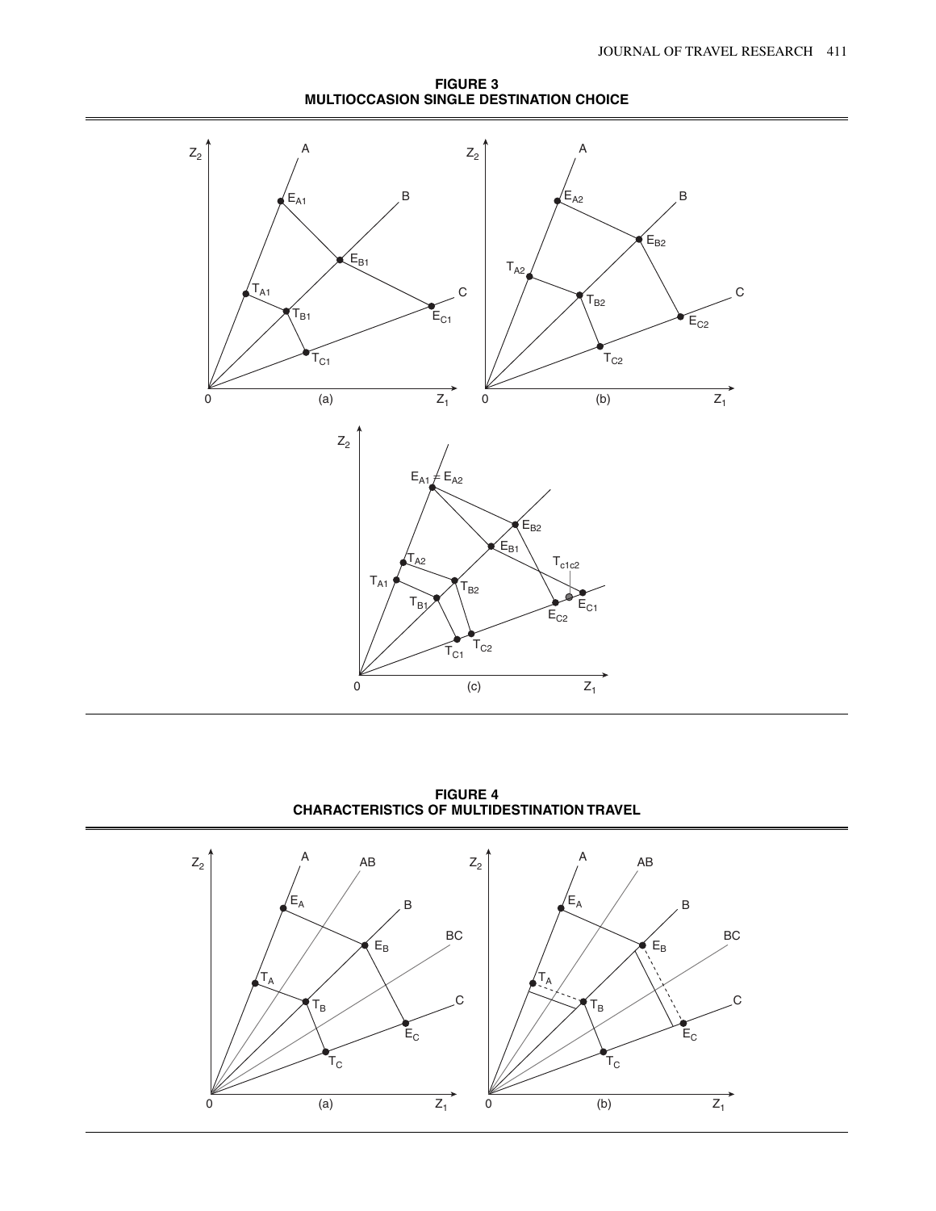**FIGURE 3**
**MULTIOCCASION SINGLE DESTINATION CHOICE**

**FIGURE 4**
**CHARACTERISTICS OF MULTIDESTINATION TRAVEL**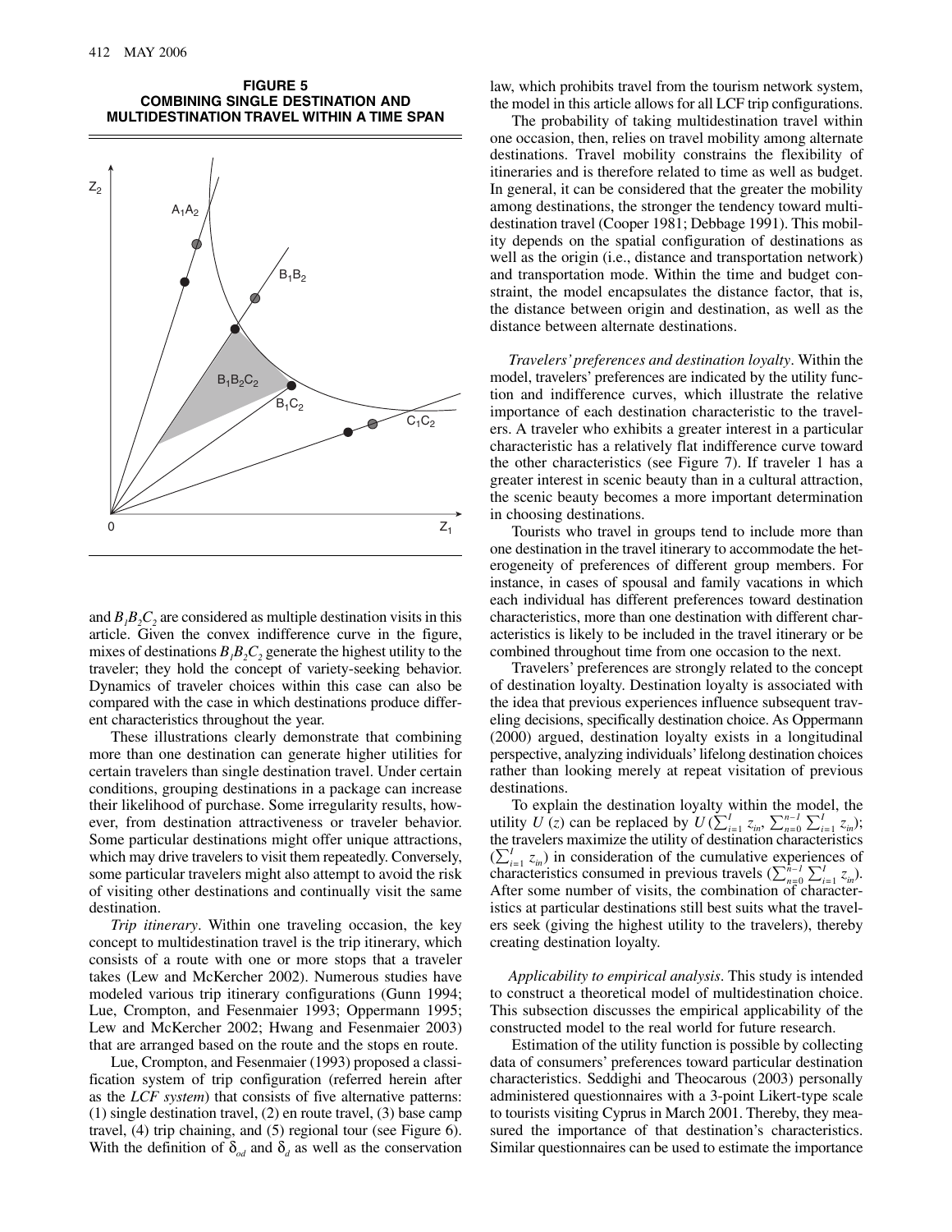**FIGURE 5**
**COMBINING SINGLE DESTINATION AND MULTIDESTINATION TRAVEL WITHIN A TIME SPAN**

$Z_2$

$A_1A_2$

$B_1B_2$

$B_1B_2C_2$

$B_1C_2$

$C_1C_2$

0

$Z_1$

and $B_1B_2C_2$ are considered as multiple destination visits in this article. Given the convex indifference curve in the figure, mixes of destinations $B_1B_2C_2$ generate the highest utility to the traveler; they hold the concept of variety-seeking behavior. Dynamics of traveler choices within this case can also be compared with the case in which destinations produce different characteristics throughout the year.

These illustrations clearly demonstrate that combining more than one destination can generate higher utilities for certain travelers than single destination travel. Under certain conditions, grouping destinations in a package can increase their likelihood of purchase. Some irregularity results, however, from destination attractiveness or traveler behavior. Some particular destinations might offer unique attractions, which may drive travelers to visit them repeatedly. Conversely, some particular travelers might also attempt to avoid the risk of visiting other destinations and continually visit the same destination.

*Trip itinerary*. Within one traveling occasion, the key concept to multidestination travel is the trip itinerary, which consists of a route with one or more stops that a traveler takes (Lew and McKercher 2002). Numerous studies have modeled various trip itinerary configurations (Gunn 1994; Lue, Crompton, and Fesenmaier 1993; Oppermann 1995; Lew and McKercher 2002; Hwang and Fesenmaier 2003) that are arranged based on the route and the stops en route.

Lue, Crompton, and Fesenmaier (1993) proposed a classification system of trip configuration (referred herein after as the *LCF system*) that consists of five alternative patterns: (1) single destination travel, (2) en route travel, (3) base camp travel, (4) trip chaining, and (5) regional tour (see Figure 6). With the definition of $\delta_{od}$ and $\delta_d$ as well as the conservation law, which prohibits travel from the tourism network system, the model in this article allows for all LCF trip configurations.

The probability of taking multidestination travel within one occasion, then, relies on travel mobility among alternate destinations. Travel mobility constrains the flexibility of itineraries and is therefore related to time as well as budget. In general, it can be considered that the greater the mobility among destinations, the stronger the tendency toward multidestination travel (Cooper 1981; Debbage 1991). This mobility depends on the spatial configuration of destinations as well as the origin (i.e., distance and transportation network) and transportation mode. Within the time and budget constraint, the model encapsulates the distance factor, that is, the distance between origin and destination, as well as the distance between alternate destinations.

*Travelers' preferences and destination loyalty*. Within the model, travelers' preferences are indicated by the utility function and indifference curves, which illustrate the relative importance of each destination characteristic to the travelers. A traveler who exhibits a greater interest in a particular characteristic has a relatively flat indifference curve toward the other characteristics (see Figure 7). If traveler 1 has a greater interest in scenic beauty than in a cultural attraction, the scenic beauty becomes a more important determination in choosing destinations.

Tourists who travel in groups tend to include more than one destination in the travel itinerary to accommodate the heterogeneity of preferences of different group members. For instance, in cases of spousal and family vacations in which each individual has different preferences toward destination characteristics, more than one destination with different characteristics is likely to be included in the travel itinerary or be combined throughout time from one occasion to the next.

Travelers' preferences are strongly related to the concept of destination loyalty. Destination loyalty is associated with the idea that previous experiences influence subsequent traveling decisions, specifically destination choice. As Oppermann (2000) argued, destination loyalty exists in a longitudinal perspective, analyzing individuals' lifelong destination choices rather than looking merely at repeat visitation of previous destinations.

To explain the destination loyalty within the model, the utility $U(z)$ can be replaced by $U(\sum_{i=1}^{I} z_{in}, \sum_{n=0}^{n-1}\sum_{i=1}^{I} z_{in})$; the travelers maximize the utility of destination characteristics $(\sum_{i=1}^{I} z_{in})$ in consideration of the cumulative experiences of characteristics consumed in previous travels $(\sum_{n=0}^{n-1}\sum_{i=1}^{I} z_{in})$. After some number of visits, the combination of characteristics at particular destinations still best suits what the travelers seek (giving the highest utility to the travelers), thereby creating destination loyalty.

*Applicability to empirical analysis*. This study is intended to construct a theoretical model of multidestination choice. This subsection discusses the empirical applicability of the constructed model to the real world for future research.

Estimation of the utility function is possible by collecting data of consumers' preferences toward particular destination characteristics. Seddighi and Theocarous (2003) personally administered questionnaires with a 3-point Likert-type scale to tourists visiting Cyprus in March 2001. Thereby, they measured the importance of that destination's characteristics. Similar questionnaires can be used to estimate the importance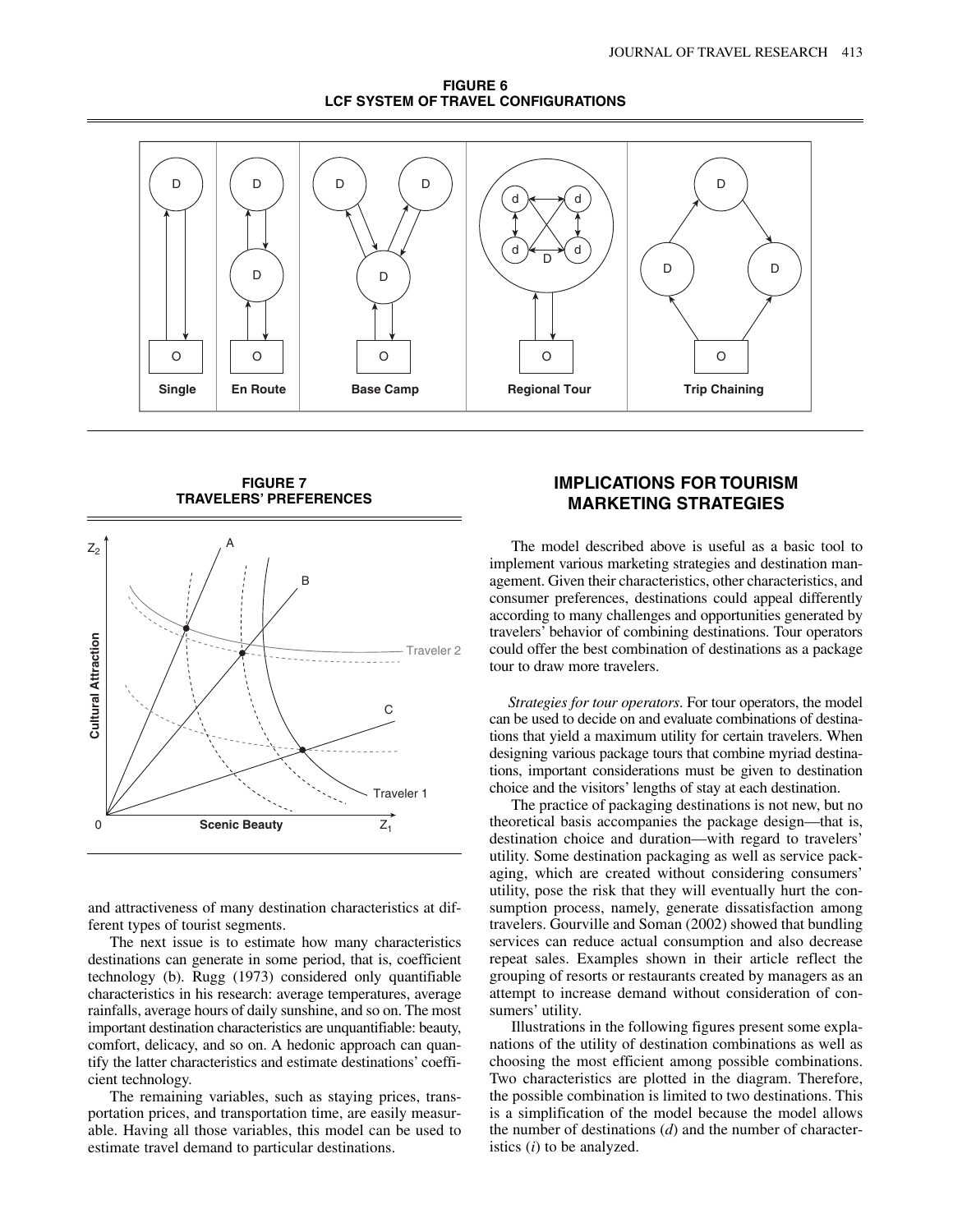**FIGURE 6**
**LCF SYSTEM OF TRAVEL CONFIGURATIONS**

D
O
Single

D
D
O
En Route

D D
D
O
Base Camp

d d
d d
D
O
Regional Tour

D
D D
O
Trip Chaining

**FIGURE 7**
**TRAVELERS' PREFERENCES**

$Z_2$
Cultural Attraction
A
B
C
Traveler 2
Traveler 1
0
Scenic Beauty
$Z_1$

and attractiveness of many destination characteristics at different types of tourist segments.

The next issue is to estimate how many characteristics destinations can generate in some period, that is, coefficient technology (b). Rugg (1973) considered only quantifiable characteristics in his research: average temperatures, average rainfalls, average hours of daily sunshine, and so on. The most important destination characteristics are unquantifiable: beauty, comfort, delicacy, and so on. A hedonic approach can quantify the latter characteristics and estimate destinations' coefficient technology.

The remaining variables, such as staying prices, transportation prices, and transportation time, are easily measurable. Having all those variables, this model can be used to estimate travel demand to particular destinations.

## IMPLICATIONS FOR TOURISM MARKETING STRATEGIES

The model described above is useful as a basic tool to implement various marketing strategies and destination management. Given their characteristics, other characteristics, and consumer preferences, destinations could appeal differently according to many challenges and opportunities generated by travelers' behavior of combining destinations. Tour operators could offer the best combination of destinations as a package tour to draw more travelers.

*Strategies for tour operators*. For tour operators, the model can be used to decide on and evaluate combinations of destinations that yield a maximum utility for certain travelers. When designing various package tours that combine myriad destinations, important considerations must be given to destination choice and the visitors' lengths of stay at each destination.

The practice of packaging destinations is not new, but no theoretical basis accompanies the package design—that is, destination choice and duration—with regard to travelers' utility. Some destination packaging as well as service packaging, which are created without considering consumers' utility, pose the risk that they will eventually hurt the consumption process, namely, generate dissatisfaction among travelers. Gourville and Soman (2002) showed that bundling services can reduce actual consumption and also decrease repeat sales. Examples shown in their article reflect the grouping of resorts or restaurants created by managers as an attempt to increase demand without consideration of consumers' utility.

Illustrations in the following figures present some explanations of the utility of destination combinations as well as choosing the most efficient among possible combinations. Two characteristics are plotted in the diagram. Therefore, the possible combination is limited to two destinations. This is a simplification of the model because the model allows the number of destinations ($d$) and the number of characteristics ($i$) to be analyzed.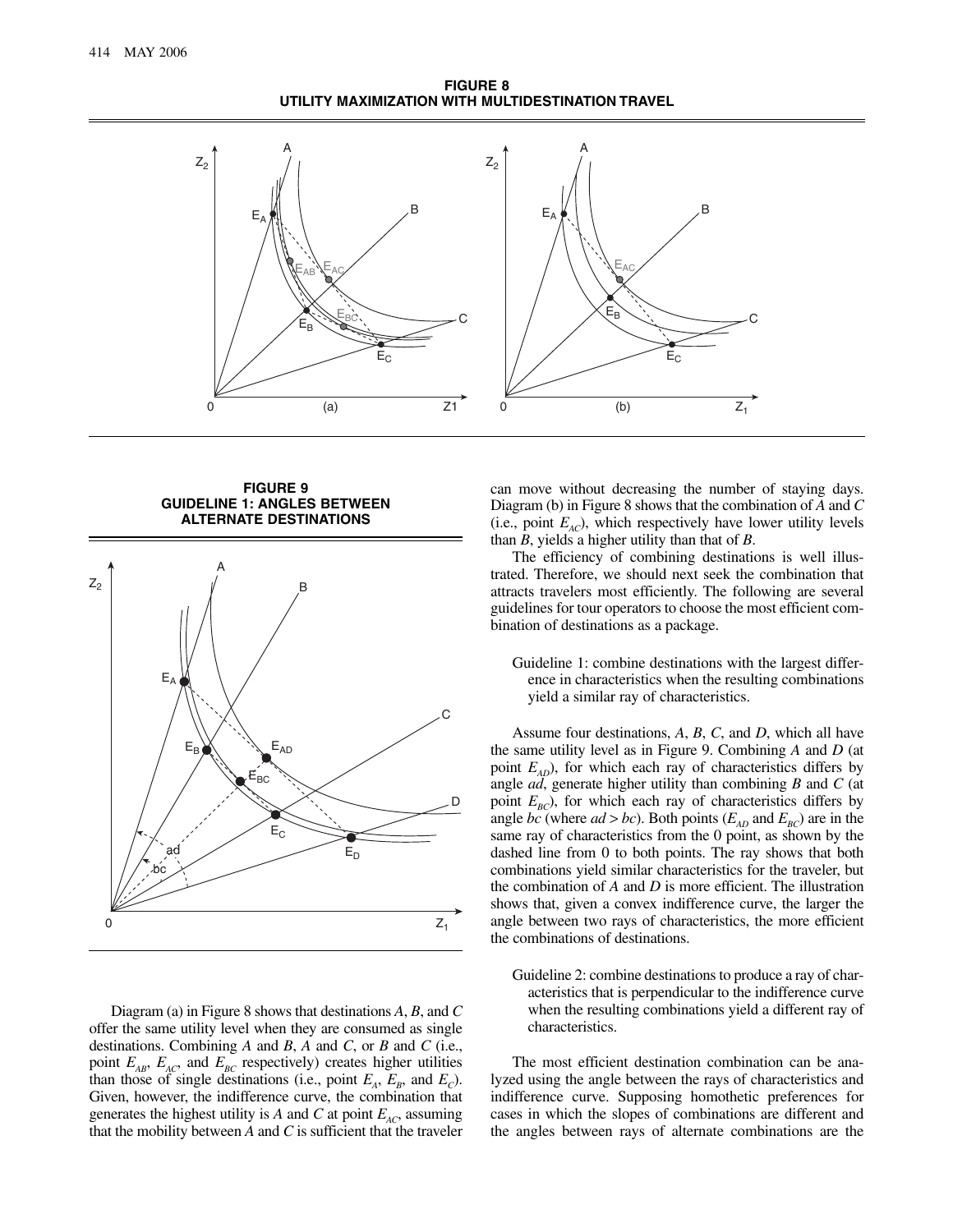**FIGURE 8**
**UTILITY MAXIMIZATION WITH MULTIDESTINATION TRAVEL**

**FIGURE 9**
**GUIDELINE 1: ANGLES BETWEEN ALTERNATE DESTINATIONS**

Diagram (a) in Figure 8 shows that destinations *A*, *B*, and *C* offer the same utility level when they are consumed as single destinations. Combining *A* and *B*, *A* and *C*, or *B* and *C* (i.e., point $E_{AB}$, $E_{AC}$, and $E_{BC}$ respectively) creates higher utilities than those of single destinations (i.e., point $E_A$, $E_B$, and $E_C$). Given, however, the indifference curve, the combination that generates the highest utility is *A* and *C* at point $E_{AC}$, assuming that the mobility between *A* and *C* is sufficient that the traveler can move without decreasing the number of staying days. Diagram (b) in Figure 8 shows that the combination of *A* and *C* (i.e., point $E_{AC}$), which respectively have lower utility levels than *B*, yields a higher utility than that of *B*.

The efficiency of combining destinations is well illustrated. Therefore, we should next seek the combination that attracts travelers most efficiently. The following are several guidelines for tour operators to choose the most efficient combination of destinations as a package.

> Guideline 1: combine destinations with the largest difference in characteristics when the resulting combinations yield a similar ray of characteristics.

Assume four destinations, *A*, *B*, *C*, and *D*, which all have the same utility level as in Figure 9. Combining *A* and *D* (at point $E_{AD}$), for which each ray of characteristics differs by angle *ad*, generate higher utility than combining *B* and *C* (at point $E_{BC}$), for which each ray of characteristics differs by angle *bc* (where $ad > bc$). Both points ($E_{AD}$ and $E_{BC}$) are in the same ray of characteristics from the 0 point, as shown by the dashed line from 0 to both points. The ray shows that both combinations yield similar characteristics for the traveler, but the combination of *A* and *D* is more efficient. The illustration shows that, given a convex indifference curve, the larger the angle between two rays of characteristics, the more efficient the combinations of destinations.

> Guideline 2: combine destinations to produce a ray of characteristics that is perpendicular to the indifference curve when the resulting combinations yield a different ray of characteristics.

The most efficient destination combination can be analyzed using the angle between the rays of characteristics and indifference curve. Supposing homothetic preferences for cases in which the slopes of combinations are different and the angles between rays of alternate combinations are the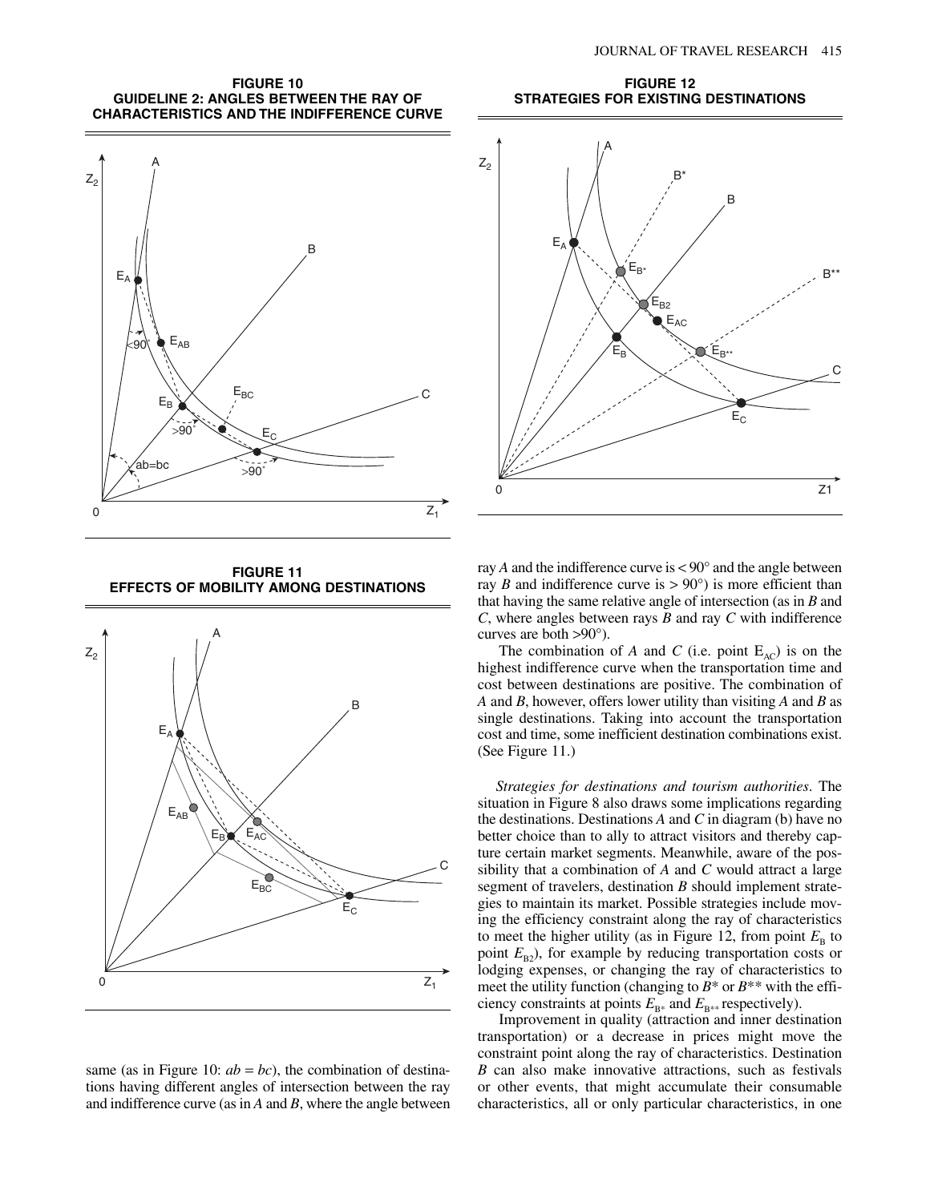**FIGURE 10**
**GUIDELINE 2: ANGLES BETWEEN THE RAY OF CHARACTERISTICS AND THE INDIFFERENCE CURVE**

**FIGURE 11**
**EFFECTS OF MOBILITY AMONG DESTINATIONS**

**FIGURE 12**
**STRATEGIES FOR EXISTING DESTINATIONS**

same (as in Figure 10: $ab = bc$), the combination of destinations having different angles of intersection between the ray and indifference curve (as in *A* and *B*, where the angle between ray *A* and the indifference curve is < 90° and the angle between ray *B* and indifference curve is > 90°) is more efficient than that having the same relative angle of intersection (as in *B* and *C*, where angles between rays *B* and ray *C* with indifference curves are both >90°).

The combination of *A* and *C* (i.e. point $E_{AC}$) is on the highest indifference curve when the transportation time and cost between destinations are positive. The combination of *A* and *B*, however, offers lower utility than visiting *A* and *B* as single destinations. Taking into account the transportation cost and time, some inefficient destination combinations exist. (See Figure 11.)

*Strategies for destinations and tourism authorities*. The situation in Figure 8 also draws some implications regarding the destinations. Destinations *A* and *C* in diagram (b) have no better choice than to ally to attract visitors and thereby capture certain market segments. Meanwhile, aware of the possibility that a combination of *A* and *C* would attract a large segment of travelers, destination *B* should implement strategies to maintain its market. Possible strategies include moving the efficiency constraint along the ray of characteristics to meet the higher utility (as in Figure 12, from point $E_B$ to point $E_{B2}$), for example by reducing transportation costs or lodging expenses, or changing the ray of characteristics to meet the utility function (changing to $B^*$ or $B^{**}$ with the efficiency constraints at points $E_{B^*}$ and $E_{B^{**}}$ respectively).

Improvement in quality (attraction and inner destination transportation) or a decrease in prices might move the constraint point along the ray of characteristics. Destination *B* can also make innovative attractions, such as festivals or other events, that might accumulate their consumable characteristics, all or only particular characteristics, in one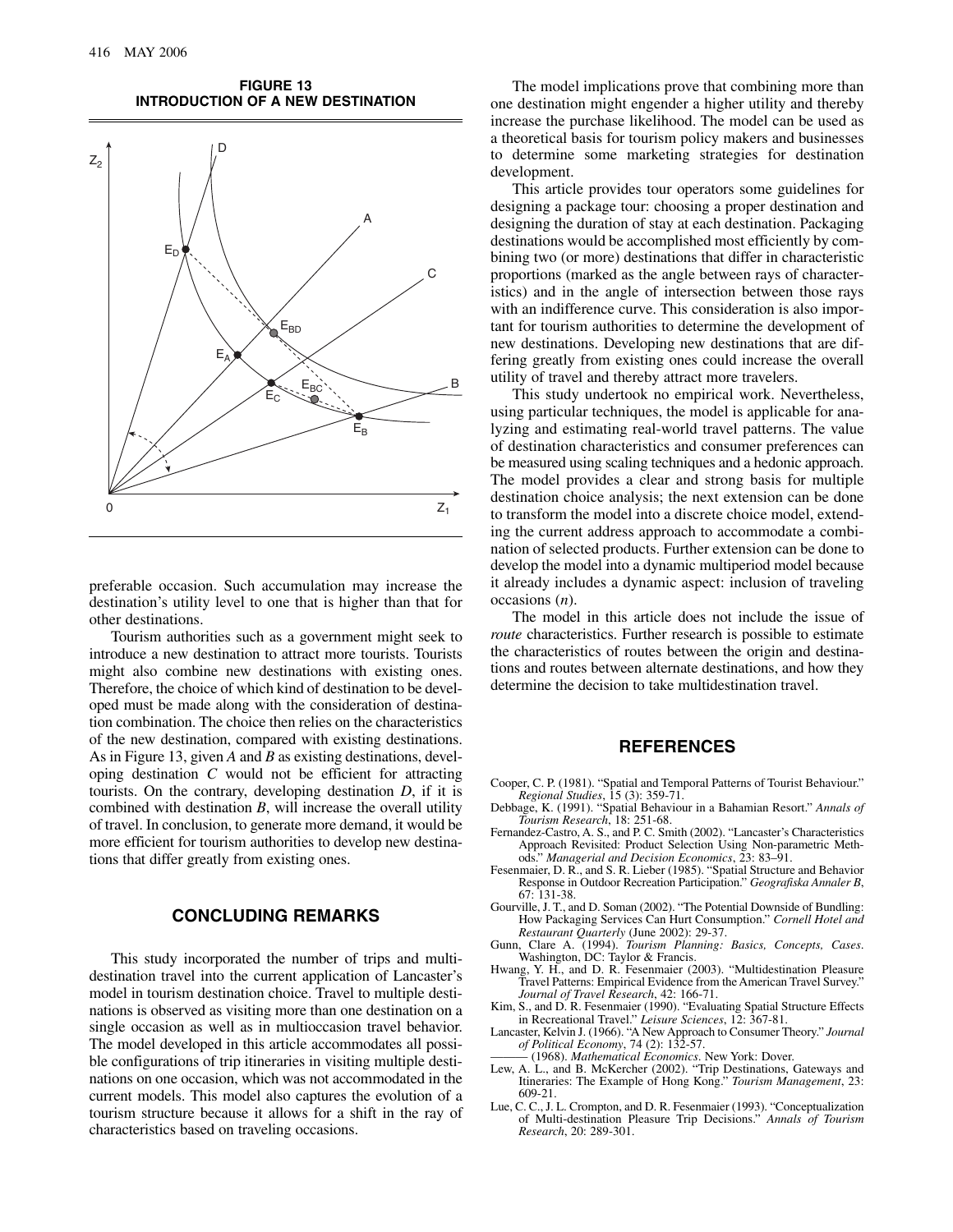**FIGURE 13**
**INTRODUCTION OF A NEW DESTINATION**

$Z_2$

D

A

C

B

$E_D$

$E_{BD}$

$E_A$

$E_{BC}$

$E_C$

$E_B$

0

$Z_1$

preferable occasion. Such accumulation may increase the destination's utility level to one that is higher than that for other destinations.

Tourism authorities such as a government might seek to introduce a new destination to attract more tourists. Tourists might also combine new destinations with existing ones. Therefore, the choice of which kind of destination to be developed must be made along with the consideration of destination combination. The choice then relies on the characteristics of the new destination, compared with existing destinations. As in Figure 13, given *A* and *B* as existing destinations, developing destination *C* would not be efficient for attracting tourists. On the contrary, developing destination *D*, if it is combined with destination *B*, will increase the overall utility of travel. In conclusion, to generate more demand, it would be more efficient for tourism authorities to develop new destinations that differ greatly from existing ones.

## CONCLUDING REMARKS

This study incorporated the number of trips and multidestination travel into the current application of Lancaster's model in tourism destination choice. Travel to multiple destinations is observed as visiting more than one destination on a single occasion as well as in multioccasion travel behavior. The model developed in this article accommodates all possible configurations of trip itineraries in visiting multiple destinations on one occasion, which was not accommodated in the current models. This model also captures the evolution of a tourism structure because it allows for a shift in the ray of characteristics based on traveling occasions.

The model implications prove that combining more than one destination might engender a higher utility and thereby increase the purchase likelihood. The model can be used as a theoretical basis for tourism policy makers and businesses to determine some marketing strategies for destination development.

This article provides tour operators some guidelines for designing a package tour: choosing a proper destination and designing the duration of stay at each destination. Packaging destinations would be accomplished most efficiently by combining two (or more) destinations that differ in characteristic proportions (marked as the angle between rays of characteristics) and in the angle of intersection between those rays with an indifference curve. This consideration is also important for tourism authorities to determine the development of new destinations. Developing new destinations that are differing greatly from existing ones could increase the overall utility of travel and thereby attract more travelers.

This study undertook no empirical work. Nevertheless, using particular techniques, the model is applicable for analyzing and estimating real-world travel patterns. The value of destination characteristics and consumer preferences can be measured using scaling techniques and a hedonic approach. The model provides a clear and strong basis for multiple destination choice analysis; the next extension can be done to transform the model into a discrete choice model, extending the current address approach to accommodate a combination of selected products. Further extension can be done to develop the model into a dynamic multiperiod model because it already includes a dynamic aspect: inclusion of traveling occasions ($n$).

The model in this article does not include the issue of *route* characteristics. Further research is possible to estimate the characteristics of routes between the origin and destinations and routes between alternate destinations, and how they determine the decision to take multidestination travel.

## REFERENCES

Cooper, C. P. (1981). "Spatial and Temporal Patterns of Tourist Behaviour." *Regional Studies*, 15 (3): 359-71.

Debbage, K. (1991). "Spatial Behaviour in a Bahamian Resort." *Annals of Tourism Research*, 18: 251-68.

Fernandez-Castro, A. S., and P. C. Smith (2002). "Lancaster's Characteristics Approach Revisited: Product Selection Using Non-parametric Methods." *Managerial and Decision Economics*, 23: 83–91.

Fesenmaier, D. R., and S. R. Lieber (1985). "Spatial Structure and Behavior Response in Outdoor Recreation Participation." *Geografiska Annaler B*, 67: 131-38.

Gourville, J. T., and D. Soman (2002). "The Potential Downside of Bundling: How Packaging Services Can Hurt Consumption." *Cornell Hotel and Restaurant Quarterly* (June 2002): 29-37.

Gunn, Clare A. (1994). *Tourism Planning: Basics, Concepts, Cases*. Washington, DC: Taylor & Francis.

Hwang, Y. H., and D. R. Fesenmaier (2003). "Multidestination Pleasure Travel Patterns: Empirical Evidence from the American Travel Survey." *Journal of Travel Research*, 42: 166-71.

Kim, S., and D. R. Fesenmaier (1990). "Evaluating Spatial Structure Effects in Recreational Travel." *Leisure Sciences*, 12: 367-81.

Lancaster, Kelvin J. (1966). "A New Approach to Consumer Theory." *Journal of Political Economy*, 74 (2): 132-57.

——— (1968). *Mathematical Economics*. New York: Dover.

Lew, A. L., and B. McKercher (2002). "Trip Destinations, Gateways and Itineraries: The Example of Hong Kong." *Tourism Management*, 23: 609-21.

Lue, C. C., J. L. Crompton, and D. R. Fesenmaier (1993). "Conceptualization of Multi-destination Pleasure Trip Decisions." *Annals of Tourism Research*, 20: 289-301.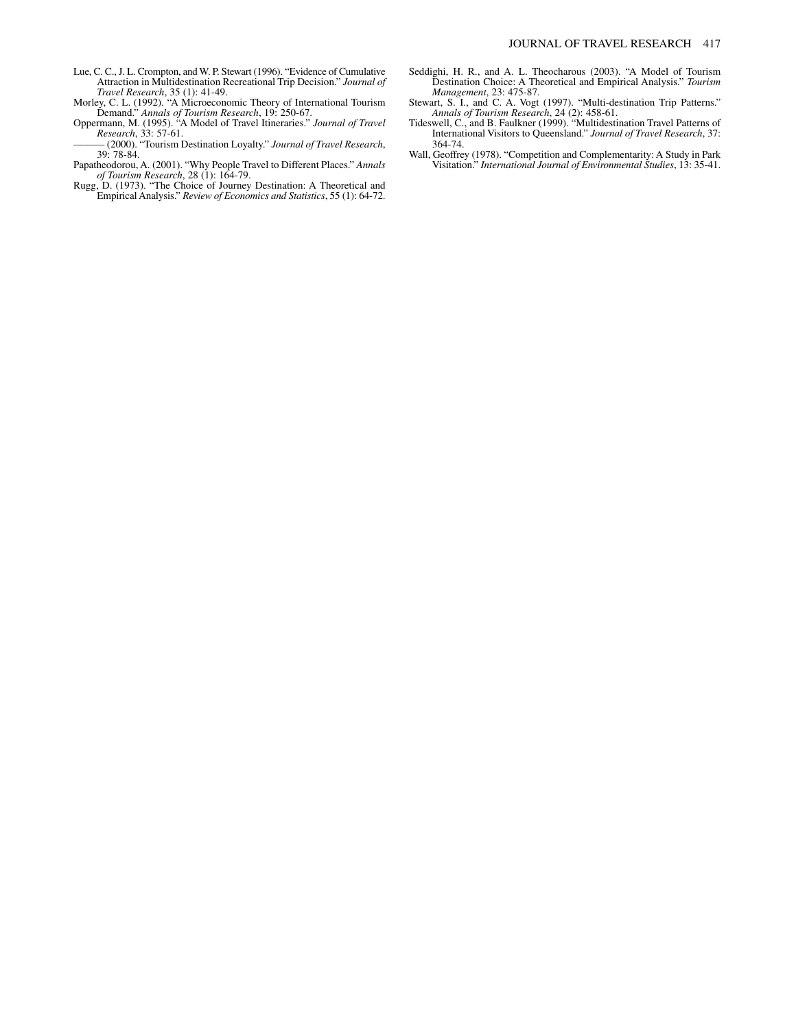Lue, C. C., J. L. Crompton, and W. P. Stewart (1996). "Evidence of Cumulative Attraction in Multidestination Recreational Trip Decision." *Journal of Travel Research*, 35 (1): 41-49.

Morley, C. L. (1992). "A Microeconomic Theory of International Tourism Demand." *Annals of Tourism Research*, 19: 250-67.

Oppermann, M. (1995). "A Model of Travel Itineraries." *Journal of Travel Research*, 33: 57-61.

——— (2000). "Tourism Destination Loyalty." *Journal of Travel Research*, 39: 78-84.

Papatheodorou, A. (2001). "Why People Travel to Different Places." *Annals of Tourism Research*, 28 (1): 164-79.

Rugg, D. (1973). "The Choice of Journey Destination: A Theoretical and Empirical Analysis." *Review of Economics and Statistics*, 55 (1): 64-72.

Seddighi, H. R., and A. L. Theocharous (2003). "A Model of Tourism Destination Choice: A Theoretical and Empirical Analysis." *Tourism Management*, 23: 475-87.

Stewart, S. I., and C. A. Vogt (1997). "Multi-destination Trip Patterns." *Annals of Tourism Research*, 24 (2): 458-61.

Tideswell, C., and B. Faulkner (1999). "Multidestination Travel Patterns of International Visitors to Queensland." *Journal of Travel Research*, 37: 364-74.

Wall, Geoffrey (1978). "Competition and Complementarity: A Study in Park Visitation." *International Journal of Environmental Studies*, 13: 35-41.